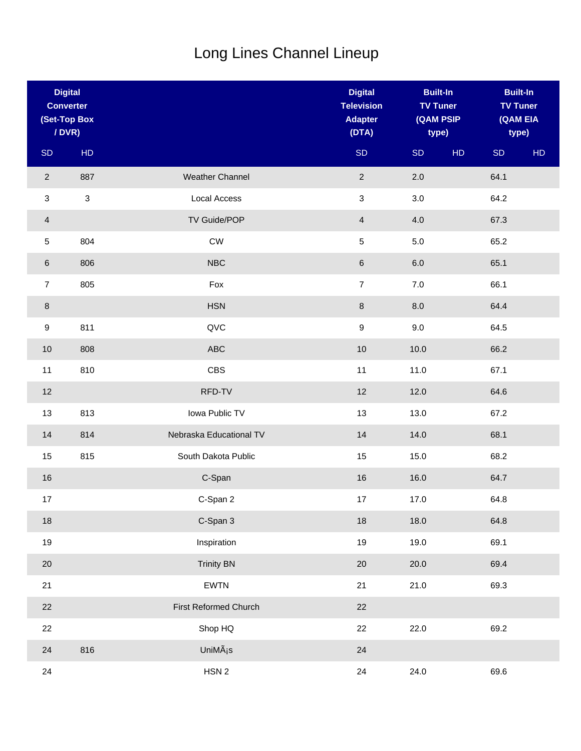# Long Lines Channel Lineup

| Digital Converter (Set-Top Box / DVR) | | | Digital Television Adapter (DTA) | Built-In TV Tuner (QAM PSIP type) | | Built-In TV Tuner (QAM EIA type) | |
|---|---|---|---|---|---|---|---|
| SD | HD | | SD | SD | HD | SD | HD |
| 2 | 887 | Weather Channel | 2 | 2.0 | | 64.1 | |
| 3 | 3 | Local Access | 3 | 3.0 | | 64.2 | |
| 4 | | TV Guide/POP | 4 | 4.0 | | 67.3 | |
| 5 | 804 | CW | 5 | 5.0 | | 65.2 | |
| 6 | 806 | NBC | 6 | 6.0 | | 65.1 | |
| 7 | 805 | Fox | 7 | 7.0 | | 66.1 | |
| 8 | | HSN | 8 | 8.0 | | 64.4 | |
| 9 | 811 | QVC | 9 | 9.0 | | 64.5 | |
| 10 | 808 | ABC | 10 | 10.0 | | 66.2 | |
| 11 | 810 | CBS | 11 | 11.0 | | 67.1 | |
| 12 | | RFD-TV | 12 | 12.0 | | 64.6 | |
| 13 | 813 | Iowa Public TV | 13 | 13.0 | | 67.2 | |
| 14 | 814 | Nebraska Educational TV | 14 | 14.0 | | 68.1 | |
| 15 | 815 | South Dakota Public | 15 | 15.0 | | 68.2 | |
| 16 | | C-Span | 16 | 16.0 | | 64.7 | |
| 17 | | C-Span 2 | 17 | 17.0 | | 64.8 | |
| 18 | | C-Span 3 | 18 | 18.0 | | 64.8 | |
| 19 | | Inspiration | 19 | 19.0 | | 69.1 | |
| 20 | | Trinity BN | 20 | 20.0 | | 69.4 | |
| 21 | | EWTN | 21 | 21.0 | | 69.3 | |
| 22 | | First Reformed Church | 22 | | | | |
| 22 | | Shop HQ | 22 | 22.0 | | 69.2 | |
| 24 | 816 | UniMÃ¡s | 24 | | | | |
| 24 | | HSN 2 | 24 | 24.0 | | 69.6 | |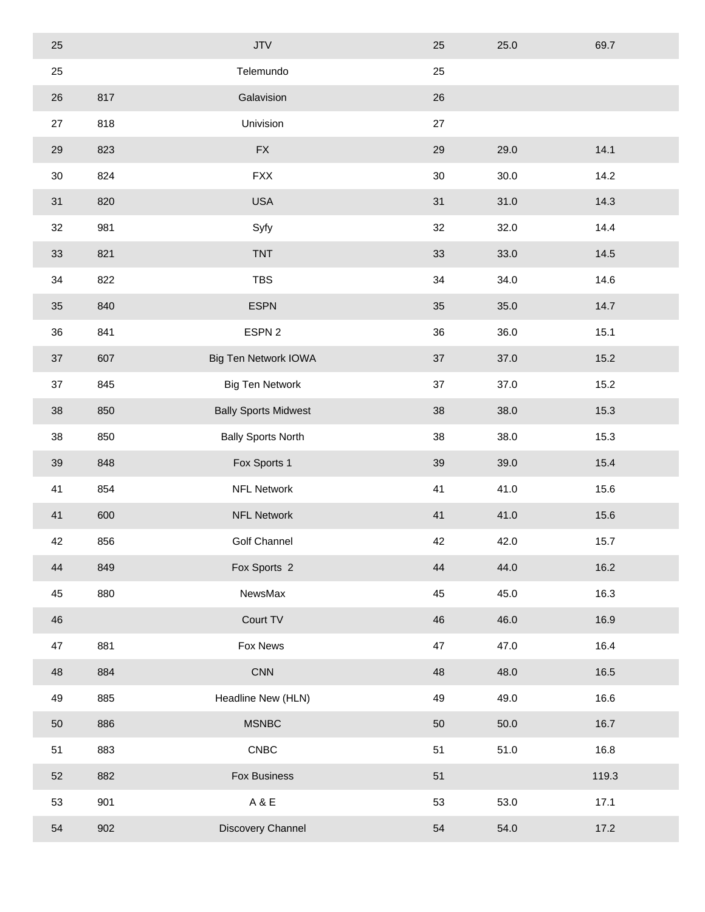| | | | | | |
|---|---|---|---|---|---|
| 25 | | JTV | 25 | 25.0 | 69.7 |
| 25 | | Telemundo | 25 | | |
| 26 | 817 | Galavision | 26 | | |
| 27 | 818 | Univision | 27 | | |
| 29 | 823 | FX | 29 | 29.0 | 14.1 |
| 30 | 824 | FXX | 30 | 30.0 | 14.2 |
| 31 | 820 | USA | 31 | 31.0 | 14.3 |
| 32 | 981 | Syfy | 32 | 32.0 | 14.4 |
| 33 | 821 | TNT | 33 | 33.0 | 14.5 |
| 34 | 822 | TBS | 34 | 34.0 | 14.6 |
| 35 | 840 | ESPN | 35 | 35.0 | 14.7 |
| 36 | 841 | ESPN 2 | 36 | 36.0 | 15.1 |
| 37 | 607 | Big Ten Network IOWA | 37 | 37.0 | 15.2 |
| 37 | 845 | Big Ten Network | 37 | 37.0 | 15.2 |
| 38 | 850 | Bally Sports Midwest | 38 | 38.0 | 15.3 |
| 38 | 850 | Bally Sports North | 38 | 38.0 | 15.3 |
| 39 | 848 | Fox Sports 1 | 39 | 39.0 | 15.4 |
| 41 | 854 | NFL Network | 41 | 41.0 | 15.6 |
| 41 | 600 | NFL Network | 41 | 41.0 | 15.6 |
| 42 | 856 | Golf Channel | 42 | 42.0 | 15.7 |
| 44 | 849 | Fox Sports 2 | 44 | 44.0 | 16.2 |
| 45 | 880 | NewsMax | 45 | 45.0 | 16.3 |
| 46 | | Court TV | 46 | 46.0 | 16.9 |
| 47 | 881 | Fox News | 47 | 47.0 | 16.4 |
| 48 | 884 | CNN | 48 | 48.0 | 16.5 |
| 49 | 885 | Headline New (HLN) | 49 | 49.0 | 16.6 |
| 50 | 886 | MSNBC | 50 | 50.0 | 16.7 |
| 51 | 883 | CNBC | 51 | 51.0 | 16.8 |
| 52 | 882 | Fox Business | 51 | | 119.3 |
| 53 | 901 | A & E | 53 | 53.0 | 17.1 |
| 54 | 902 | Discovery Channel | 54 | 54.0 | 17.2 |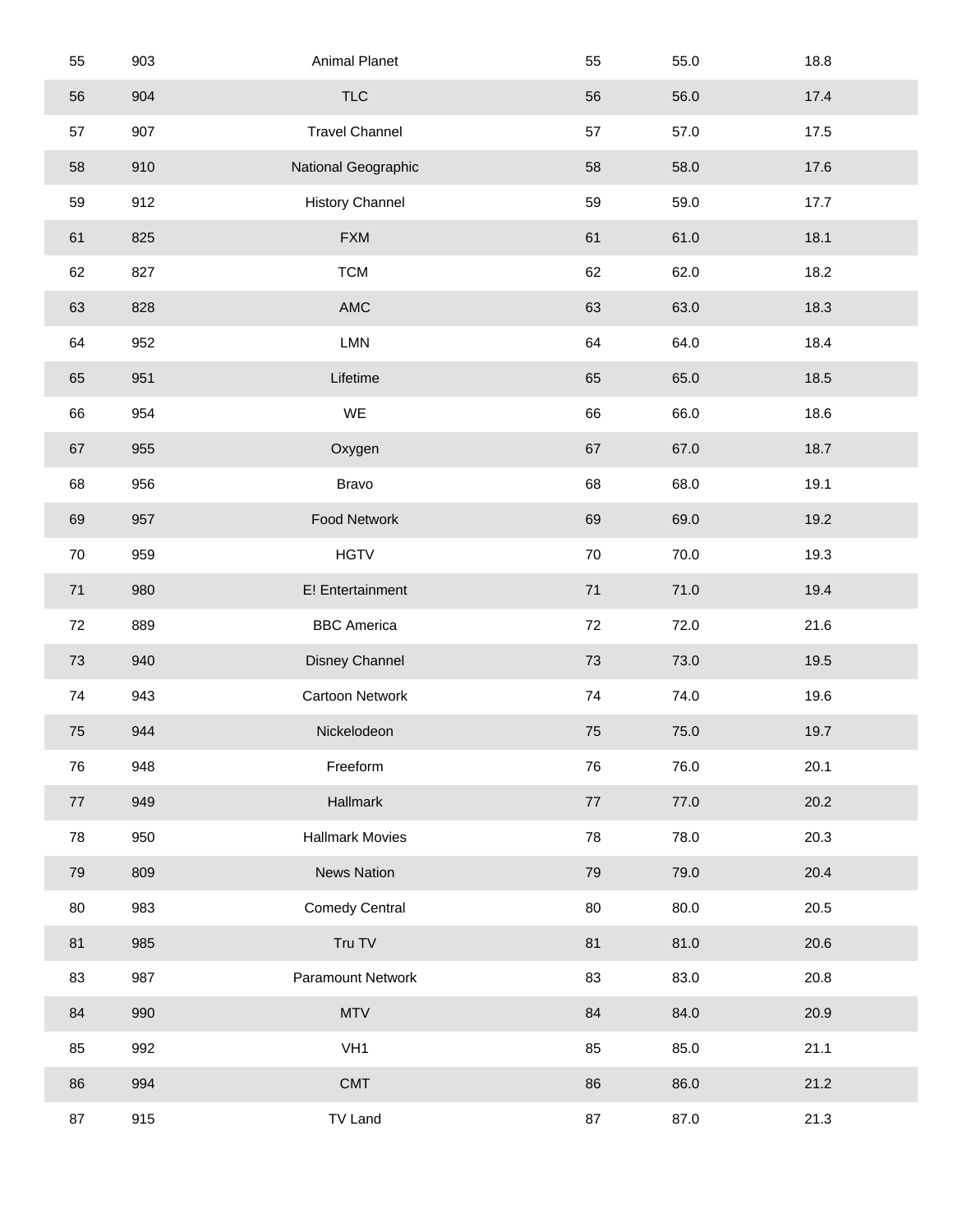| | | | | | |
|---|---|---|---|---|---|
| 55 | 903 | Animal Planet | 55 | 55.0 | 18.8 |
| 56 | 904 | TLC | 56 | 56.0 | 17.4 |
| 57 | 907 | Travel Channel | 57 | 57.0 | 17.5 |
| 58 | 910 | National Geographic | 58 | 58.0 | 17.6 |
| 59 | 912 | History Channel | 59 | 59.0 | 17.7 |
| 61 | 825 | FXM | 61 | 61.0 | 18.1 |
| 62 | 827 | TCM | 62 | 62.0 | 18.2 |
| 63 | 828 | AMC | 63 | 63.0 | 18.3 |
| 64 | 952 | LMN | 64 | 64.0 | 18.4 |
| 65 | 951 | Lifetime | 65 | 65.0 | 18.5 |
| 66 | 954 | WE | 66 | 66.0 | 18.6 |
| 67 | 955 | Oxygen | 67 | 67.0 | 18.7 |
| 68 | 956 | Bravo | 68 | 68.0 | 19.1 |
| 69 | 957 | Food Network | 69 | 69.0 | 19.2 |
| 70 | 959 | HGTV | 70 | 70.0 | 19.3 |
| 71 | 980 | E! Entertainment | 71 | 71.0 | 19.4 |
| 72 | 889 | BBC America | 72 | 72.0 | 21.6 |
| 73 | 940 | Disney Channel | 73 | 73.0 | 19.5 |
| 74 | 943 | Cartoon Network | 74 | 74.0 | 19.6 |
| 75 | 944 | Nickelodeon | 75 | 75.0 | 19.7 |
| 76 | 948 | Freeform | 76 | 76.0 | 20.1 |
| 77 | 949 | Hallmark | 77 | 77.0 | 20.2 |
| 78 | 950 | Hallmark Movies | 78 | 78.0 | 20.3 |
| 79 | 809 | News Nation | 79 | 79.0 | 20.4 |
| 80 | 983 | Comedy Central | 80 | 80.0 | 20.5 |
| 81 | 985 | Tru TV | 81 | 81.0 | 20.6 |
| 83 | 987 | Paramount Network | 83 | 83.0 | 20.8 |
| 84 | 990 | MTV | 84 | 84.0 | 20.9 |
| 85 | 992 | VH1 | 85 | 85.0 | 21.1 |
| 86 | 994 | CMT | 86 | 86.0 | 21.2 |
| 87 | 915 | TV Land | 87 | 87.0 | 21.3 |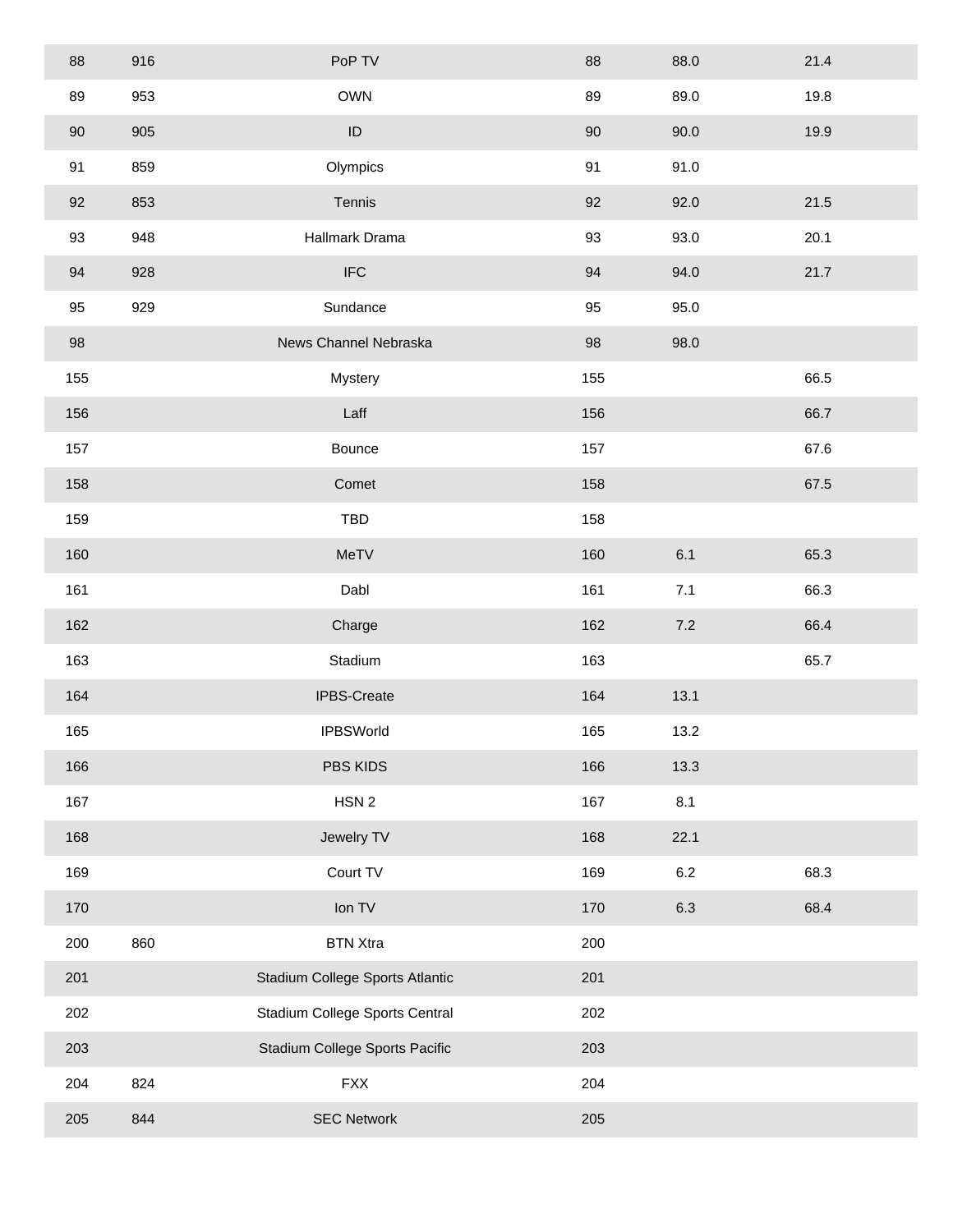| | | | | | |
|---|---|---|---|---|---|
| 88 | 916 | PoP TV | 88 | 88.0 | 21.4 |
| 89 | 953 | OWN | 89 | 89.0 | 19.8 |
| 90 | 905 | ID | 90 | 90.0 | 19.9 |
| 91 | 859 | Olympics | 91 | 91.0 | |
| 92 | 853 | Tennis | 92 | 92.0 | 21.5 |
| 93 | 948 | Hallmark Drama | 93 | 93.0 | 20.1 |
| 94 | 928 | IFC | 94 | 94.0 | 21.7 |
| 95 | 929 | Sundance | 95 | 95.0 | |
| 98 | | News Channel Nebraska | 98 | 98.0 | |
| 155 | | Mystery | 155 | | 66.5 |
| 156 | | Laff | 156 | | 66.7 |
| 157 | | Bounce | 157 | | 67.6 |
| 158 | | Comet | 158 | | 67.5 |
| 159 | | TBD | 158 | | |
| 160 | | MeTV | 160 | 6.1 | 65.3 |
| 161 | | Dabl | 161 | 7.1 | 66.3 |
| 162 | | Charge | 162 | 7.2 | 66.4 |
| 163 | | Stadium | 163 | | 65.7 |
| 164 | | IPBS-Create | 164 | 13.1 | |
| 165 | | IPBSWorld | 165 | 13.2 | |
| 166 | | PBS KIDS | 166 | 13.3 | |
| 167 | | HSN 2 | 167 | 8.1 | |
| 168 | | Jewelry TV | 168 | 22.1 | |
| 169 | | Court TV | 169 | 6.2 | 68.3 |
| 170 | | Ion TV | 170 | 6.3 | 68.4 |
| 200 | 860 | BTN Xtra | 200 | | |
| 201 | | Stadium College Sports Atlantic | 201 | | |
| 202 | | Stadium College Sports Central | 202 | | |
| 203 | | Stadium College Sports Pacific | 203 | | |
| 204 | 824 | FXX | 204 | | |
| 205 | 844 | SEC Network | 205 | | |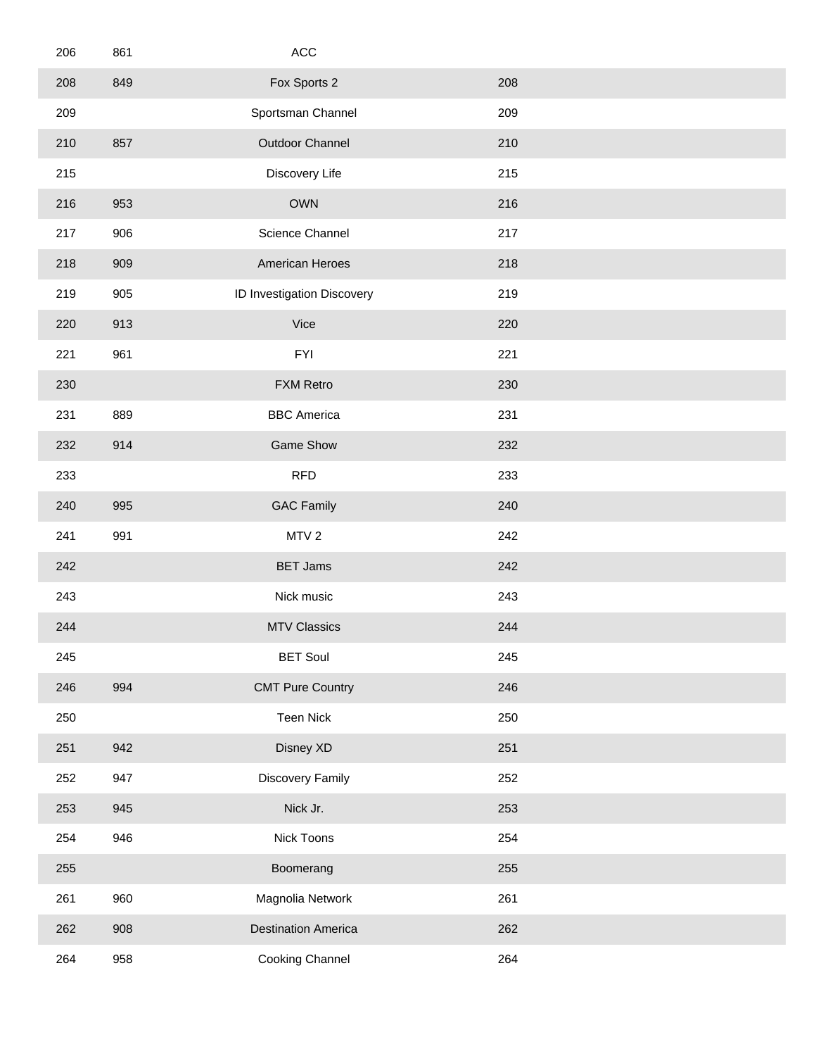| | | | | |
|---|---|---|---|---|
| 206 | 861 | ACC | | |
| 208 | 849 | Fox Sports 2 | 208 | |
| 209 | | Sportsman Channel | 209 | |
| 210 | 857 | Outdoor Channel | 210 | |
| 215 | | Discovery Life | 215 | |
| 216 | 953 | OWN | 216 | |
| 217 | 906 | Science Channel | 217 | |
| 218 | 909 | American Heroes | 218 | |
| 219 | 905 | ID Investigation Discovery | 219 | |
| 220 | 913 | Vice | 220 | |
| 221 | 961 | FYI | 221 | |
| 230 | | FXM Retro | 230 | |
| 231 | 889 | BBC America | 231 | |
| 232 | 914 | Game Show | 232 | |
| 233 | | RFD | 233 | |
| 240 | 995 | GAC Family | 240 | |
| 241 | 991 | MTV 2 | 242 | |
| 242 | | BET Jams | 242 | |
| 243 | | Nick music | 243 | |
| 244 | | MTV Classics | 244 | |
| 245 | | BET Soul | 245 | |
| 246 | 994 | CMT Pure Country | 246 | |
| 250 | | Teen Nick | 250 | |
| 251 | 942 | Disney XD | 251 | |
| 252 | 947 | Discovery Family | 252 | |
| 253 | 945 | Nick Jr. | 253 | |
| 254 | 946 | Nick Toons | 254 | |
| 255 | | Boomerang | 255 | |
| 261 | 960 | Magnolia Network | 261 | |
| 262 | 908 | Destination America | 262 | |
| 264 | 958 | Cooking Channel | 264 | |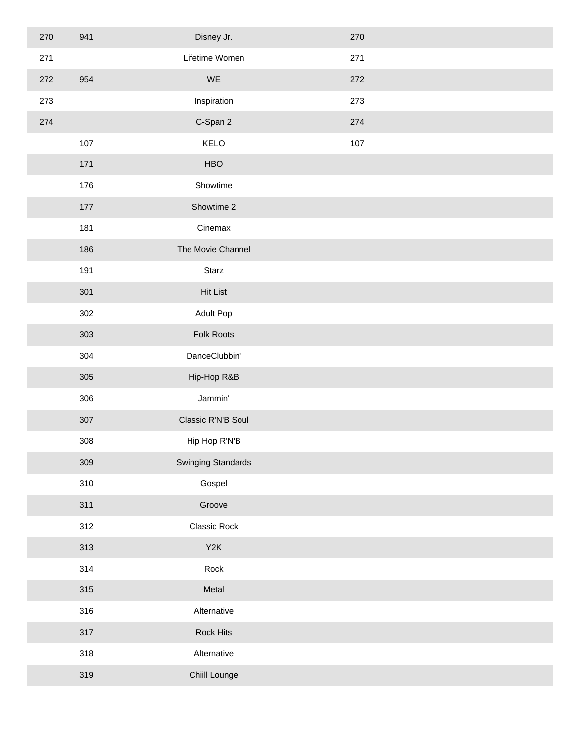| | | | | |
|---|---|---|---|---|
| 270 | 941 | Disney Jr. | 270 | |
| 271 | | Lifetime Women | 271 | |
| 272 | 954 | WE | 272 | |
| 273 | | Inspiration | 273 | |
| 274 | | C-Span 2 | 274 | |
| | 107 | KELO | 107 | |
| | 171 | HBO | | |
| | 176 | Showtime | | |
| | 177 | Showtime 2 | | |
| | 181 | Cinemax | | |
| | 186 | The Movie Channel | | |
| | 191 | Starz | | |
| | 301 | Hit List | | |
| | 302 | Adult Pop | | |
| | 303 | Folk Roots | | |
| | 304 | DanceClubbin' | | |
| | 305 | Hip-Hop R&B | | |
| | 306 | Jammin' | | |
| | 307 | Classic R'N'B Soul | | |
| | 308 | Hip Hop R'N'B | | |
| | 309 | Swinging Standards | | |
| | 310 | Gospel | | |
| | 311 | Groove | | |
| | 312 | Classic Rock | | |
| | 313 | Y2K | | |
| | 314 | Rock | | |
| | 315 | Metal | | |
| | 316 | Alternative | | |
| | 317 | Rock Hits | | |
| | 318 | Alternative | | |
| | 319 | Chiill Lounge | | |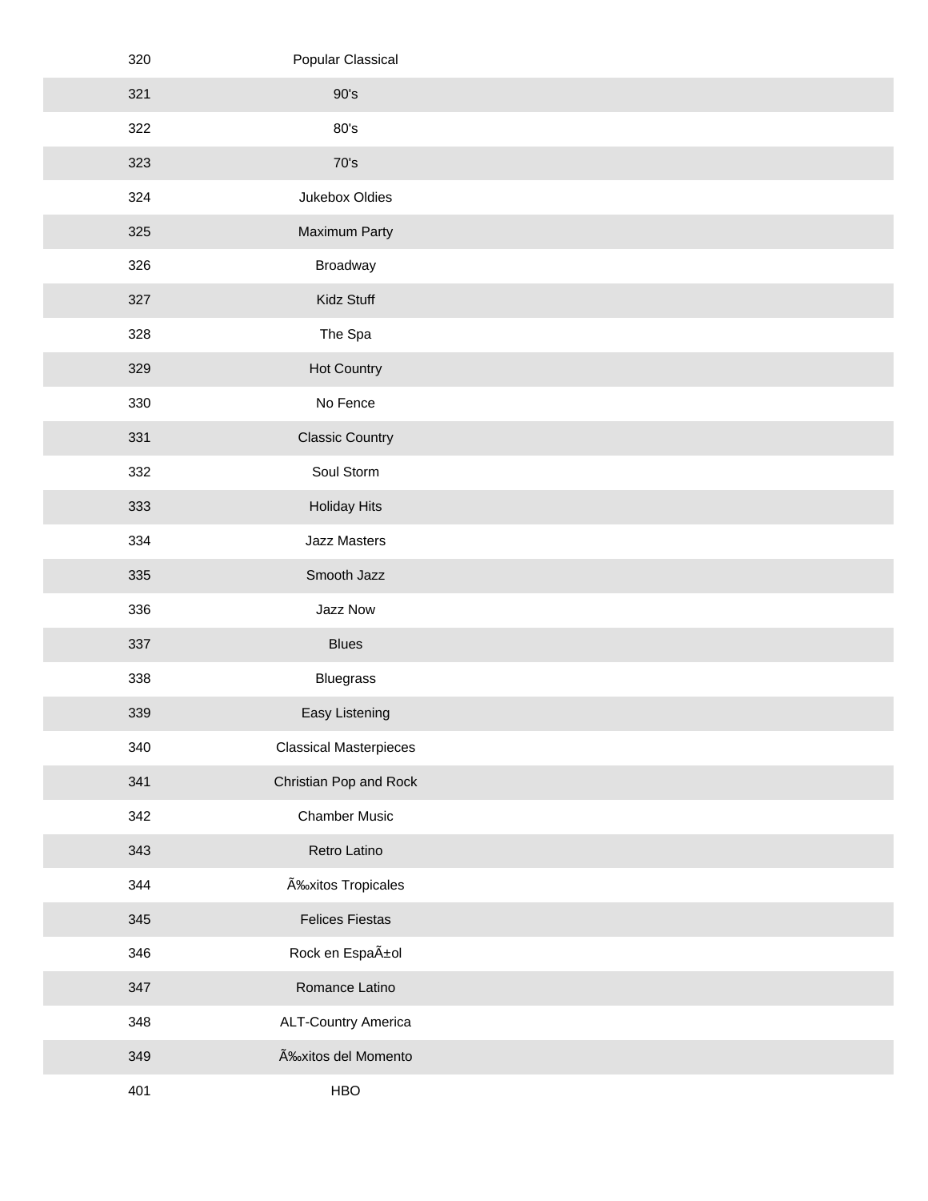| | |
|---|---|
| 320 | Popular Classical |
| 321 | 90's |
| 322 | 80's |
| 323 | 70's |
| 324 | Jukebox Oldies |
| 325 | Maximum Party |
| 326 | Broadway |
| 327 | Kidz Stuff |
| 328 | The Spa |
| 329 | Hot Country |
| 330 | No Fence |
| 331 | Classic Country |
| 332 | Soul Storm |
| 333 | Holiday Hits |
| 334 | Jazz Masters |
| 335 | Smooth Jazz |
| 336 | Jazz Now |
| 337 | Blues |
| 338 | Bluegrass |
| 339 | Easy Listening |
| 340 | Classical Masterpieces |
| 341 | Christian Pop and Rock |
| 342 | Chamber Music |
| 343 | Retro Latino |
| 344 | Ã‰xitos Tropicales |
| 345 | Felices Fiestas |
| 346 | Rock en EspaÃ±ol |
| 347 | Romance Latino |
| 348 | ALT-Country America |
| 349 | Ã‰xitos del Momento |
| 401 | HBO |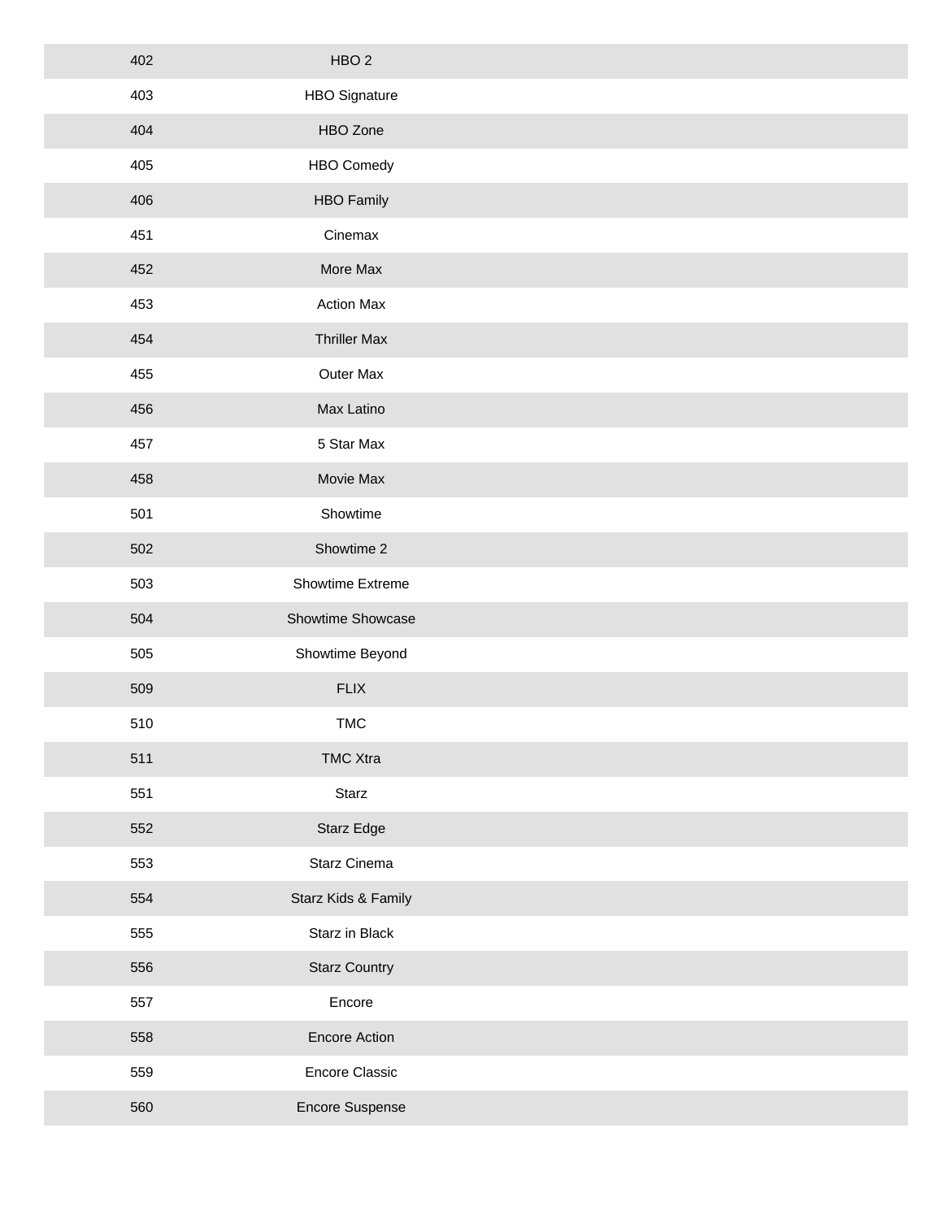| | |
|---|---|
| 402 | HBO 2 |
| 403 | HBO Signature |
| 404 | HBO Zone |
| 405 | HBO Comedy |
| 406 | HBO Family |
| 451 | Cinemax |
| 452 | More Max |
| 453 | Action Max |
| 454 | Thriller Max |
| 455 | Outer Max |
| 456 | Max Latino |
| 457 | 5 Star Max |
| 458 | Movie Max |
| 501 | Showtime |
| 502 | Showtime 2 |
| 503 | Showtime Extreme |
| 504 | Showtime Showcase |
| 505 | Showtime Beyond |
| 509 | FLIX |
| 510 | TMC |
| 511 | TMC Xtra |
| 551 | Starz |
| 552 | Starz Edge |
| 553 | Starz Cinema |
| 554 | Starz Kids & Family |
| 555 | Starz in Black |
| 556 | Starz Country |
| 557 | Encore |
| 558 | Encore Action |
| 559 | Encore Classic |
| 560 | Encore Suspense |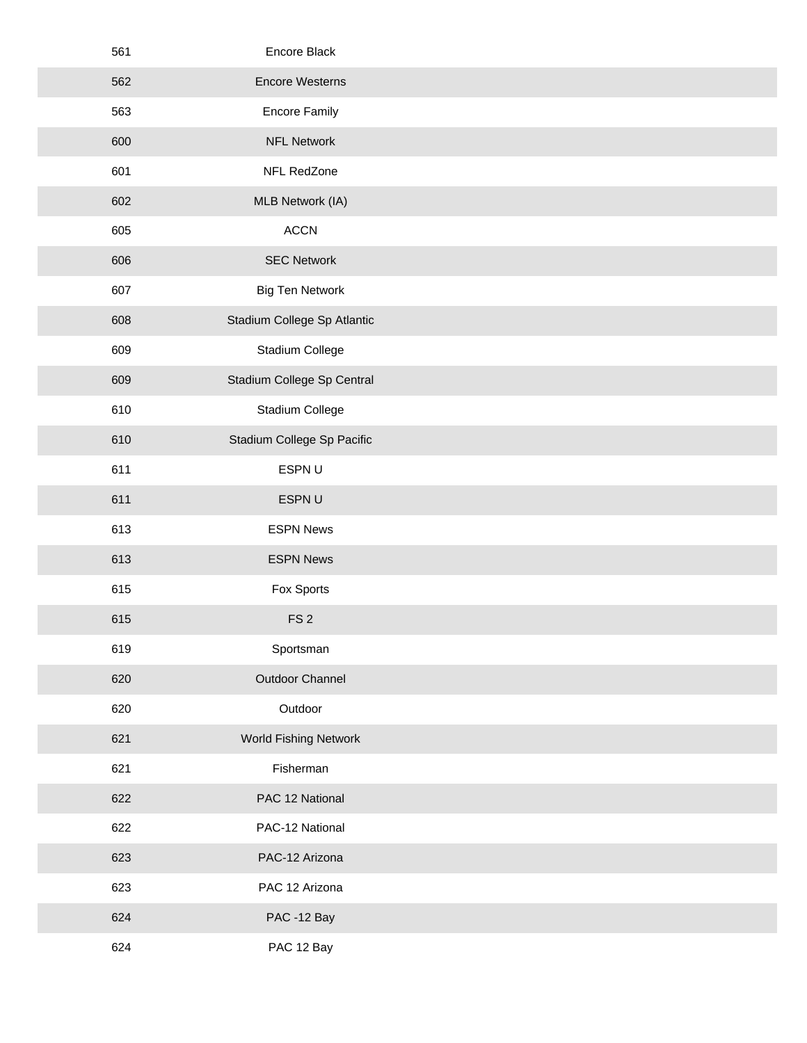| | |
|---|---|
| 561 | Encore Black |
| 562 | Encore Westerns |
| 563 | Encore Family |
| 600 | NFL Network |
| 601 | NFL RedZone |
| 602 | MLB Network (IA) |
| 605 | ACCN |
| 606 | SEC Network |
| 607 | Big Ten Network |
| 608 | Stadium College Sp Atlantic |
| 609 | Stadium College |
| 609 | Stadium College Sp Central |
| 610 | Stadium College |
| 610 | Stadium College Sp Pacific |
| 611 | ESPN U |
| 611 | ESPN U |
| 613 | ESPN News |
| 613 | ESPN News |
| 615 | Fox Sports |
| 615 | FS 2 |
| 619 | Sportsman |
| 620 | Outdoor Channel |
| 620 | Outdoor |
| 621 | World Fishing Network |
| 621 | Fisherman |
| 622 | PAC 12 National |
| 622 | PAC-12 National |
| 623 | PAC-12 Arizona |
| 623 | PAC 12 Arizona |
| 624 | PAC -12 Bay |
| 624 | PAC 12 Bay |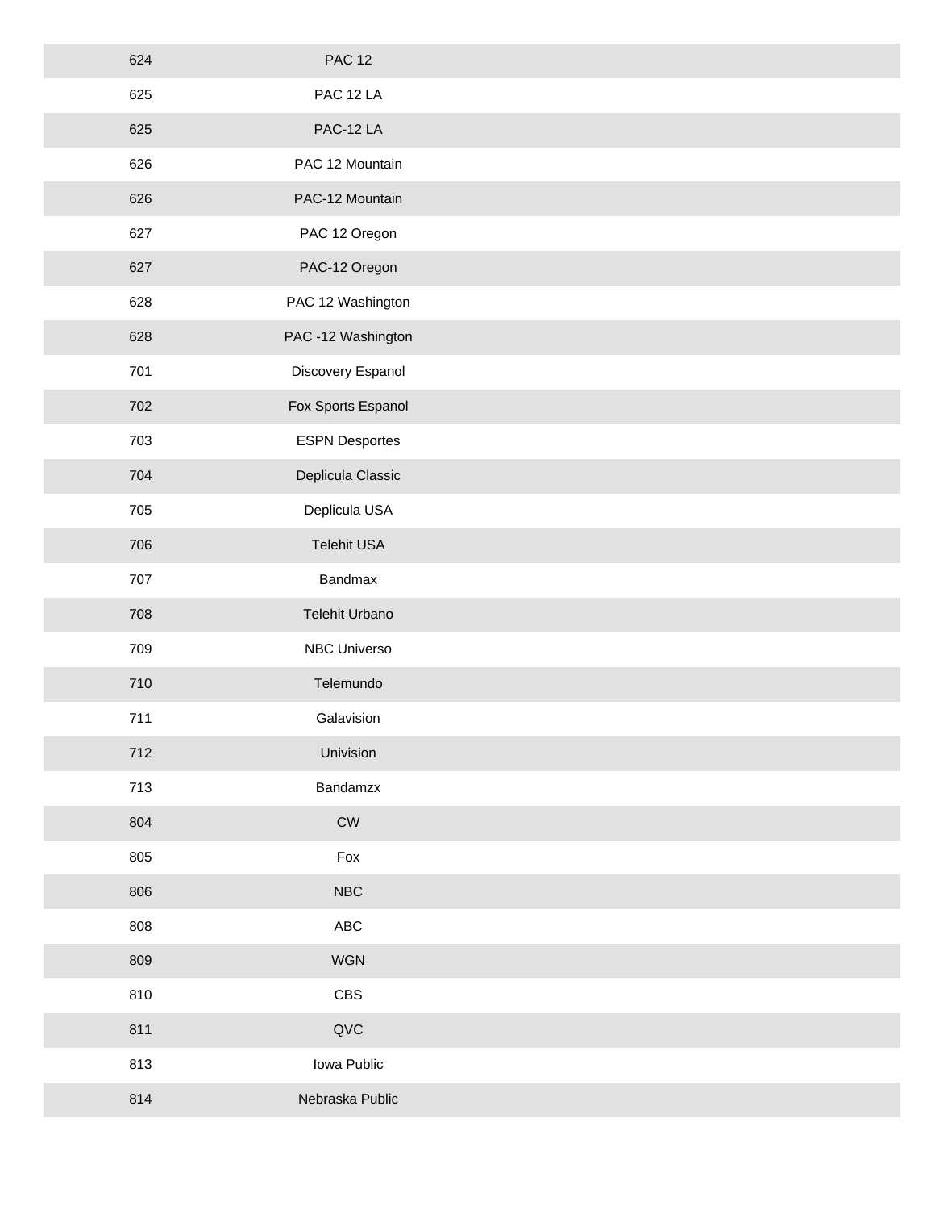| | |
|---|---|
| 624 | PAC 12 |
| 625 | PAC 12 LA |
| 625 | PAC-12 LA |
| 626 | PAC 12 Mountain |
| 626 | PAC-12 Mountain |
| 627 | PAC 12 Oregon |
| 627 | PAC-12 Oregon |
| 628 | PAC 12 Washington |
| 628 | PAC -12 Washington |
| 701 | Discovery Espanol |
| 702 | Fox Sports Espanol |
| 703 | ESPN Desportes |
| 704 | Deplicula Classic |
| 705 | Deplicula USA |
| 706 | Telehit USA |
| 707 | Bandmax |
| 708 | Telehit Urbano |
| 709 | NBC Universo |
| 710 | Telemundo |
| 711 | Galavision |
| 712 | Univision |
| 713 | Bandamzx |
| 804 | CW |
| 805 | Fox |
| 806 | NBC |
| 808 | ABC |
| 809 | WGN |
| 810 | CBS |
| 811 | QVC |
| 813 | Iowa Public |
| 814 | Nebraska Public |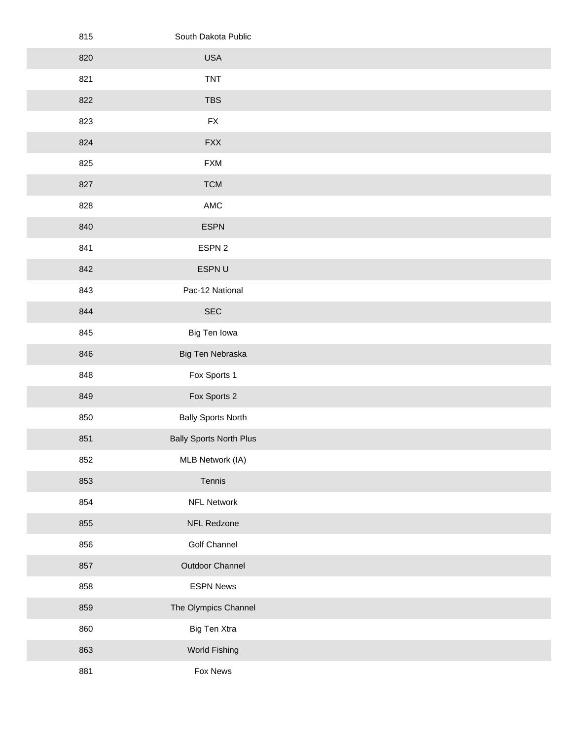| | |
|---|---|
| 815 | South Dakota Public |
| 820 | USA |
| 821 | TNT |
| 822 | TBS |
| 823 | FX |
| 824 | FXX |
| 825 | FXM |
| 827 | TCM |
| 828 | AMC |
| 840 | ESPN |
| 841 | ESPN 2 |
| 842 | ESPN U |
| 843 | Pac-12 National |
| 844 | SEC |
| 845 | Big Ten Iowa |
| 846 | Big Ten Nebraska |
| 848 | Fox Sports 1 |
| 849 | Fox Sports 2 |
| 850 | Bally Sports North |
| 851 | Bally Sports North Plus |
| 852 | MLB Network (IA) |
| 853 | Tennis |
| 854 | NFL Network |
| 855 | NFL Redzone |
| 856 | Golf Channel |
| 857 | Outdoor Channel |
| 858 | ESPN News |
| 859 | The Olympics Channel |
| 860 | Big Ten Xtra |
| 863 | World Fishing |
| 881 | Fox News |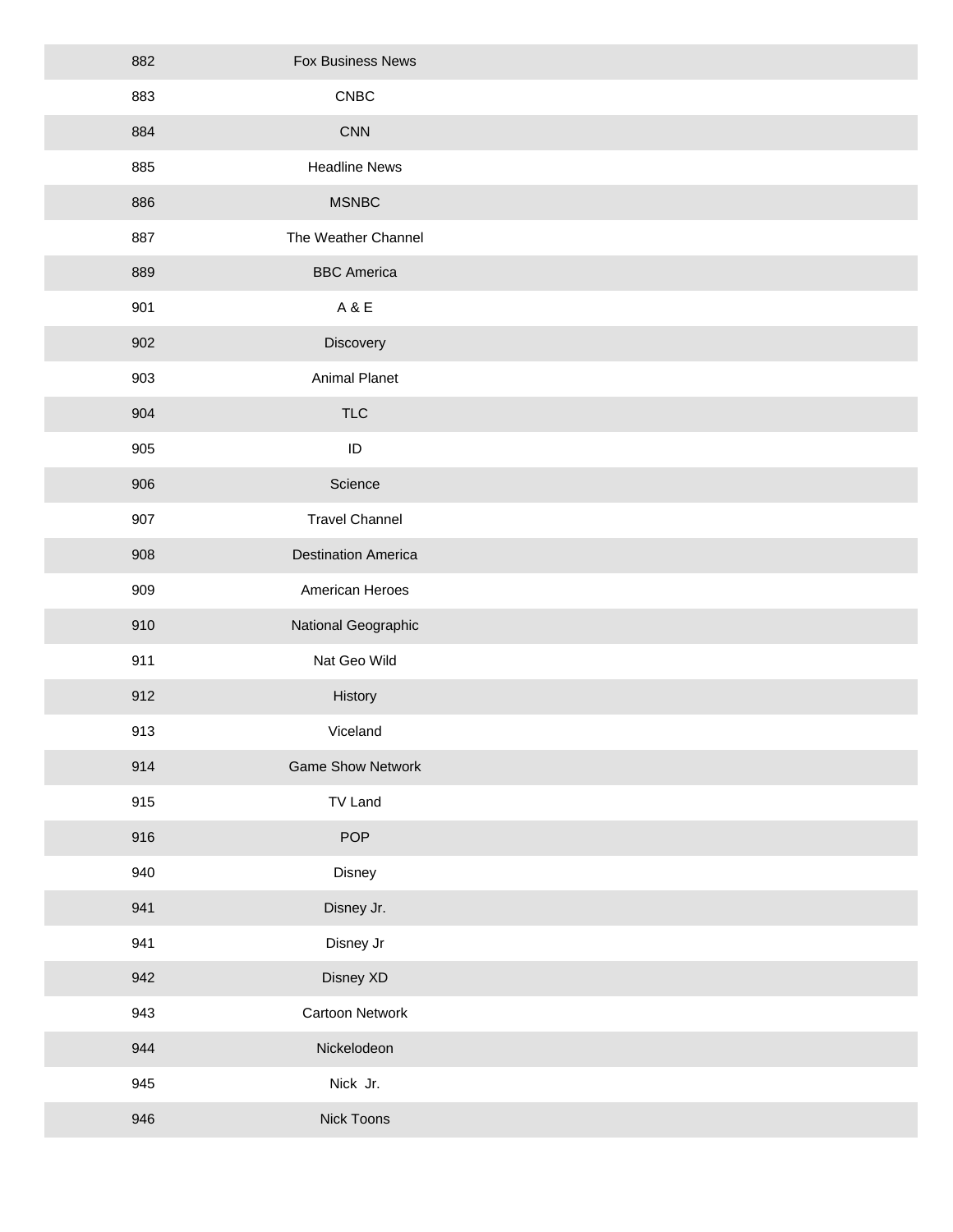| | |
|---|---|
| 882 | Fox Business News |
| 883 | CNBC |
| 884 | CNN |
| 885 | Headline News |
| 886 | MSNBC |
| 887 | The Weather Channel |
| 889 | BBC America |
| 901 | A & E |
| 902 | Discovery |
| 903 | Animal Planet |
| 904 | TLC |
| 905 | ID |
| 906 | Science |
| 907 | Travel Channel |
| 908 | Destination America |
| 909 | American Heroes |
| 910 | National Geographic |
| 911 | Nat Geo Wild |
| 912 | History |
| 913 | Viceland |
| 914 | Game Show Network |
| 915 | TV Land |
| 916 | POP |
| 940 | Disney |
| 941 | Disney Jr. |
| 941 | Disney Jr |
| 942 | Disney XD |
| 943 | Cartoon Network |
| 944 | Nickelodeon |
| 945 | Nick Jr. |
| 946 | Nick Toons |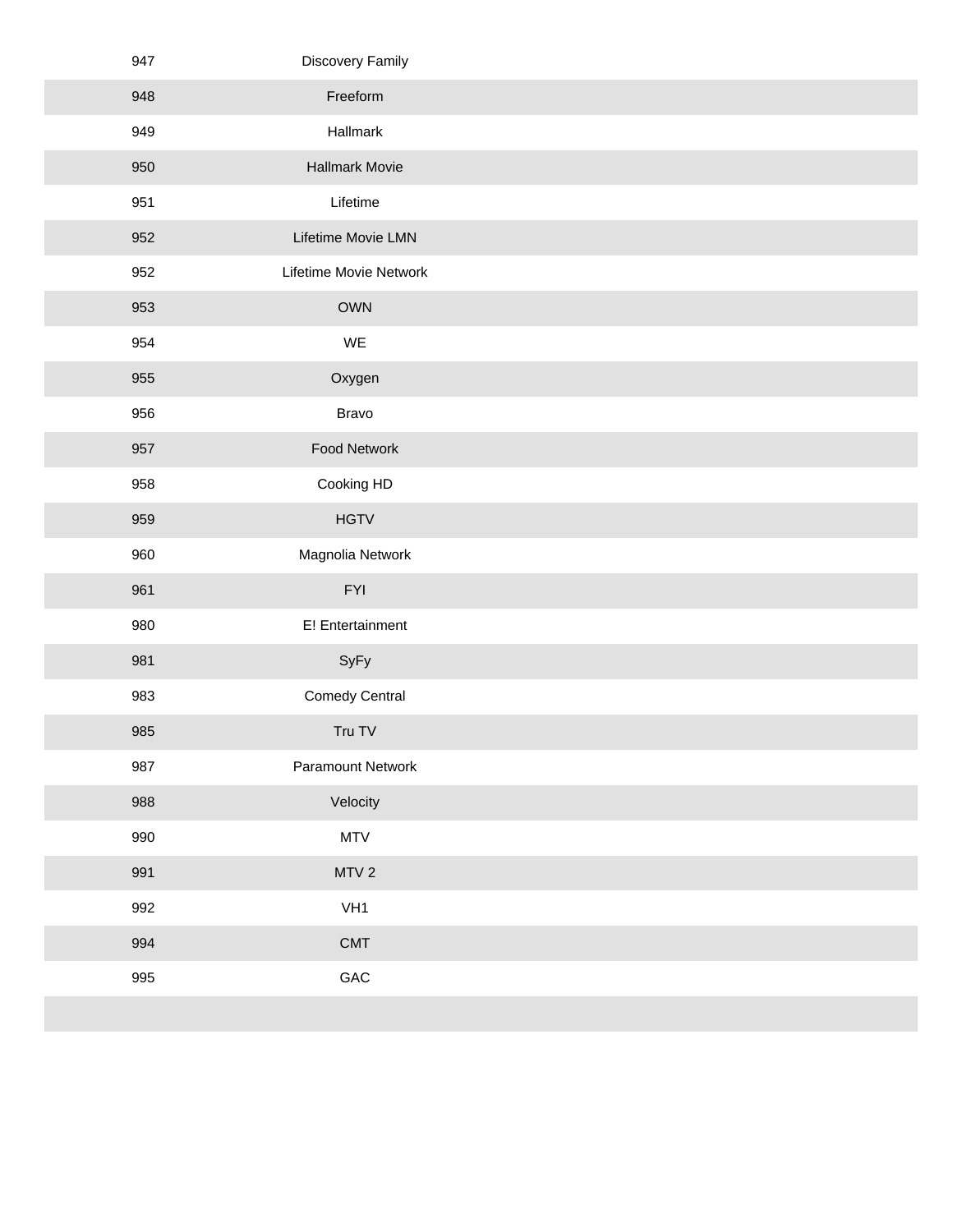| | |
|---|---|
| 947 | Discovery Family |
| 948 | Freeform |
| 949 | Hallmark |
| 950 | Hallmark Movie |
| 951 | Lifetime |
| 952 | Lifetime Movie LMN |
| 952 | Lifetime Movie Network |
| 953 | OWN |
| 954 | WE |
| 955 | Oxygen |
| 956 | Bravo |
| 957 | Food Network |
| 958 | Cooking HD |
| 959 | HGTV |
| 960 | Magnolia Network |
| 961 | FYI |
| 980 | E! Entertainment |
| 981 | SyFy |
| 983 | Comedy Central |
| 985 | Tru TV |
| 987 | Paramount Network |
| 988 | Velocity |
| 990 | MTV |
| 991 | MTV 2 |
| 992 | VH1 |
| 994 | CMT |
| 995 | GAC |
| | |